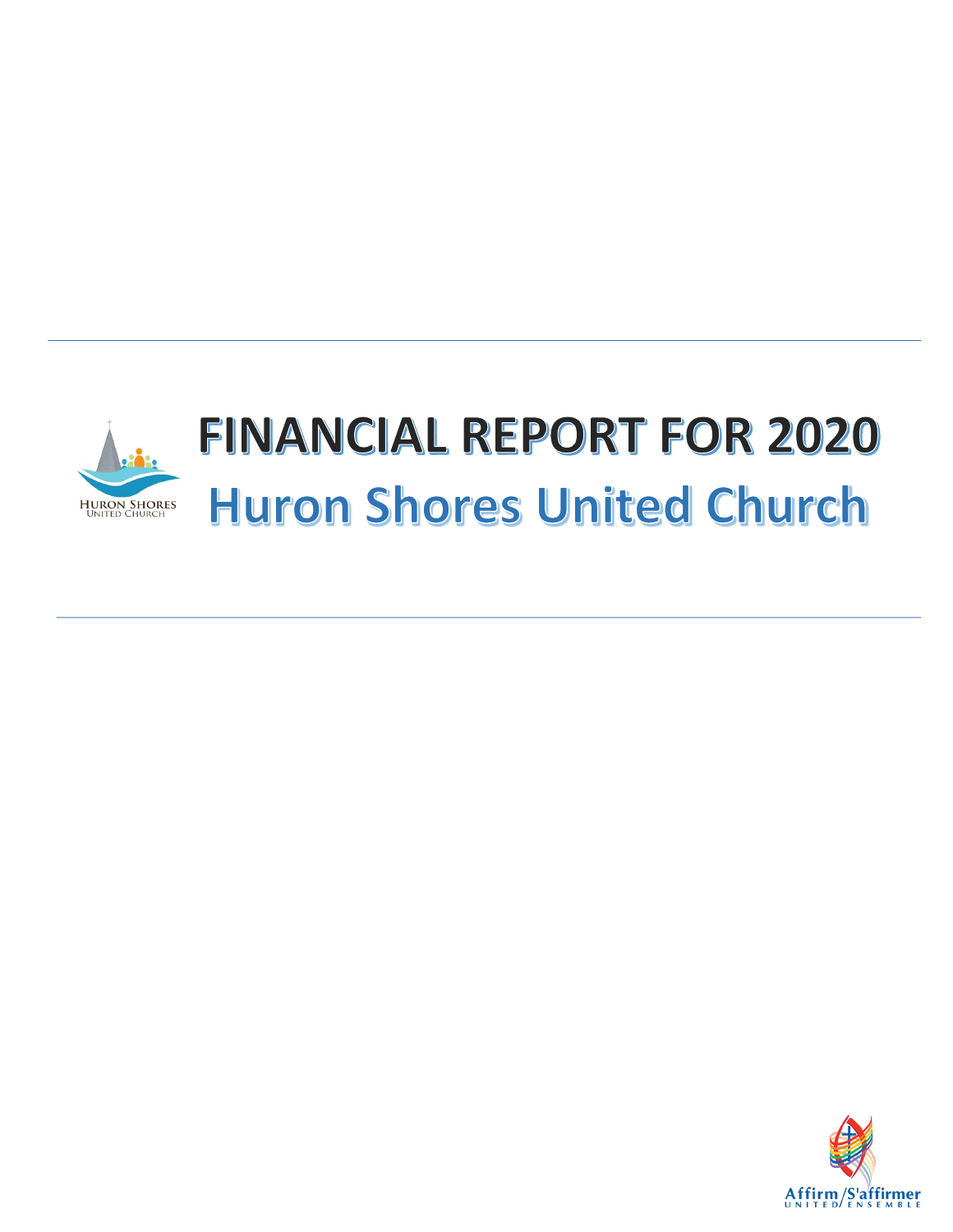# FINANCIAL REPORT FOR 2020

## Huron Shores United Church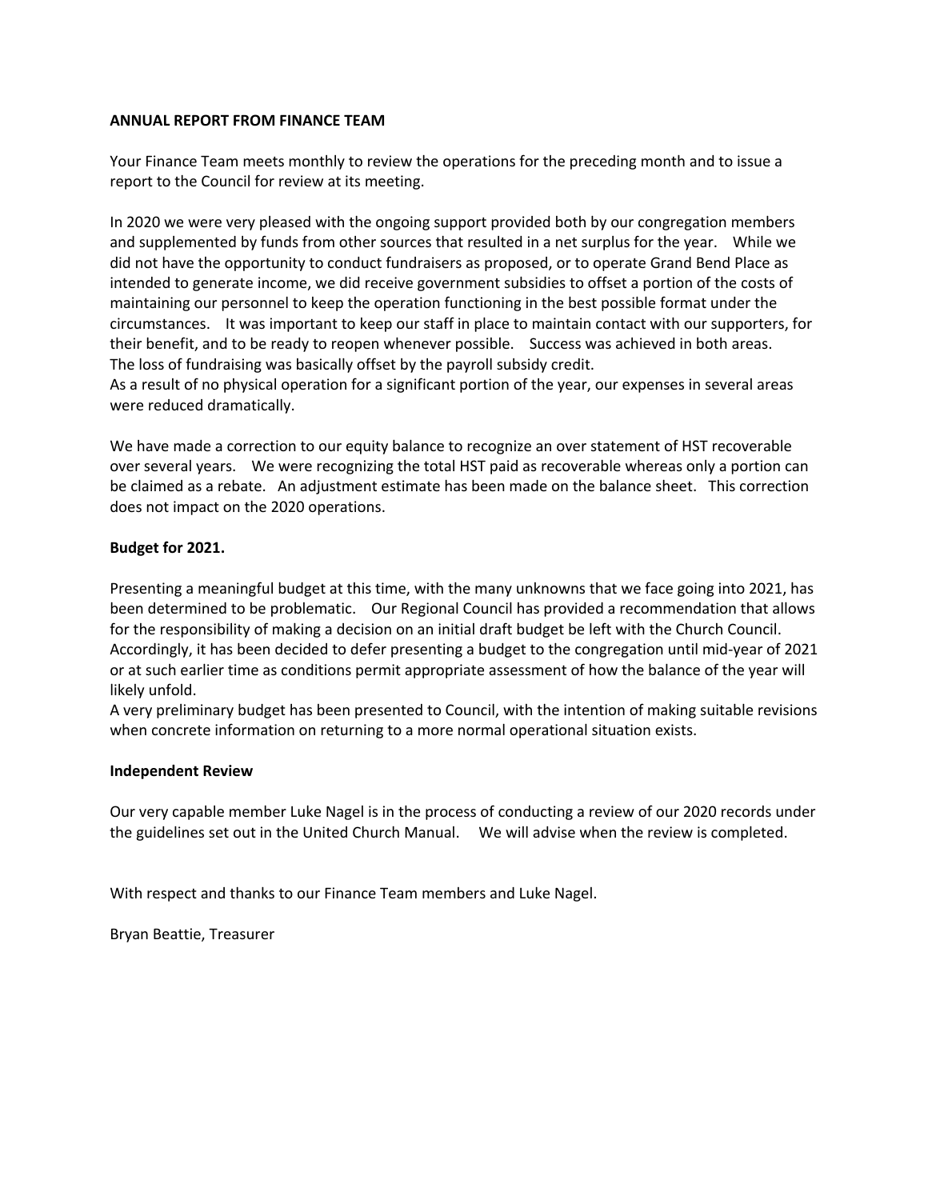**ANNUAL REPORT FROM FINANCE TEAM**

Your Finance Team meets monthly to review the operations for the preceding month and to issue a report to the Council for review at its meeting.

In 2020 we were very pleased with the ongoing support provided both by our congregation members and supplemented by funds from other sources that resulted in a net surplus for the year. While we did not have the opportunity to conduct fundraisers as proposed, or to operate Grand Bend Place as intended to generate income, we did receive government subsidies to offset a portion of the costs of maintaining our personnel to keep the operation functioning in the best possible format under the circumstances. It was important to keep our staff in place to maintain contact with our supporters, for their benefit, and to be ready to reopen whenever possible. Success was achieved in both areas. The loss of fundraising was basically offset by the payroll subsidy credit.
As a result of no physical operation for a significant portion of the year, our expenses in several areas were reduced dramatically.

We have made a correction to our equity balance to recognize an over statement of HST recoverable over several years. We were recognizing the total HST paid as recoverable whereas only a portion can be claimed as a rebate. An adjustment estimate has been made on the balance sheet. This correction does not impact on the 2020 operations.

**Budget for 2021.**

Presenting a meaningful budget at this time, with the many unknowns that we face going into 2021, has been determined to be problematic. Our Regional Council has provided a recommendation that allows for the responsibility of making a decision on an initial draft budget be left with the Church Council. Accordingly, it has been decided to defer presenting a budget to the congregation until mid-year of 2021 or at such earlier time as conditions permit appropriate assessment of how the balance of the year will likely unfold.
A very preliminary budget has been presented to Council, with the intention of making suitable revisions when concrete information on returning to a more normal operational situation exists.

**Independent Review**

Our very capable member Luke Nagel is in the process of conducting a review of our 2020 records under the guidelines set out in the United Church Manual. We will advise when the review is completed.

With respect and thanks to our Finance Team members and Luke Nagel.

Bryan Beattie, Treasurer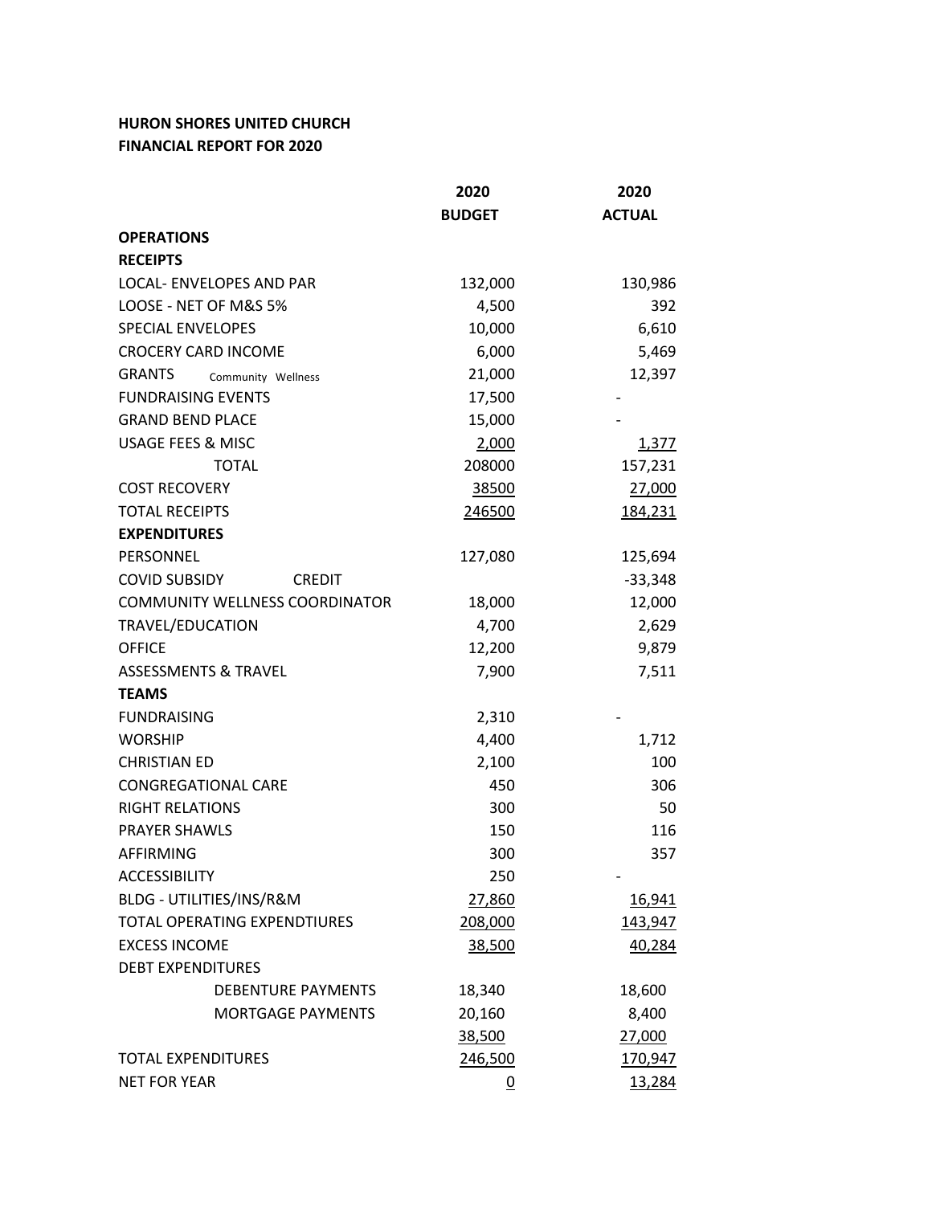**HURON SHORES UNITED CHURCH**
**FINANCIAL REPORT FOR 2020**

| | 2020 BUDGET | 2020 ACTUAL |
|---|---|---|
| **OPERATIONS** | | |
| **RECEIPTS** | | |
| LOCAL- ENVELOPES AND PAR | 132,000 | 130,986 |
| LOOSE - NET OF M&S 5% | 4,500 | 392 |
| SPECIAL ENVELOPES | 10,000 | 6,610 |
| CROCERY CARD INCOME | 6,000 | 5,469 |
| GRANTS Community Wellness | 21,000 | 12,397 |
| FUNDRAISING EVENTS | 17,500 | - |
| GRAND BEND PLACE | 15,000 | - |
| USAGE FEES & MISC | 2,000 | 1,377 |
| TOTAL | 208000 | 157,231 |
| COST RECOVERY | 38500 | 27,000 |
| TOTAL RECEIPTS | 246500 | 184,231 |
| **EXPENDITURES** | | |
| PERSONNEL | 127,080 | 125,694 |
| COVID SUBSIDY CREDIT | | -33,348 |
| COMMUNITY WELLNESS COORDINATOR | 18,000 | 12,000 |
| TRAVEL/EDUCATION | 4,700 | 2,629 |
| OFFICE | 12,200 | 9,879 |
| ASSESSMENTS & TRAVEL | 7,900 | 7,511 |
| **TEAMS** | | |
| FUNDRAISING | 2,310 | - |
| WORSHIP | 4,400 | 1,712 |
| CHRISTIAN ED | 2,100 | 100 |
| CONGREGATIONAL CARE | 450 | 306 |
| RIGHT RELATIONS | 300 | 50 |
| PRAYER SHAWLS | 150 | 116 |
| AFFIRMING | 300 | 357 |
| ACCESSIBILITY | 250 | - |
| BLDG - UTILITIES/INS/R&M | 27,860 | 16,941 |
| TOTAL OPERATING EXPENDTIURES | 208,000 | 143,947 |
| EXCESS INCOME | 38,500 | 40,284 |
| DEBT EXPENDITURES | | |
| DEBENTURE PAYMENTS | 18,340 | 18,600 |
| MORTGAGE PAYMENTS | 20,160 | 8,400 |
| | 38,500 | 27,000 |
| TOTAL EXPENDITURES | 246,500 | 170,947 |
| NET FOR YEAR | 0 | 13,284 |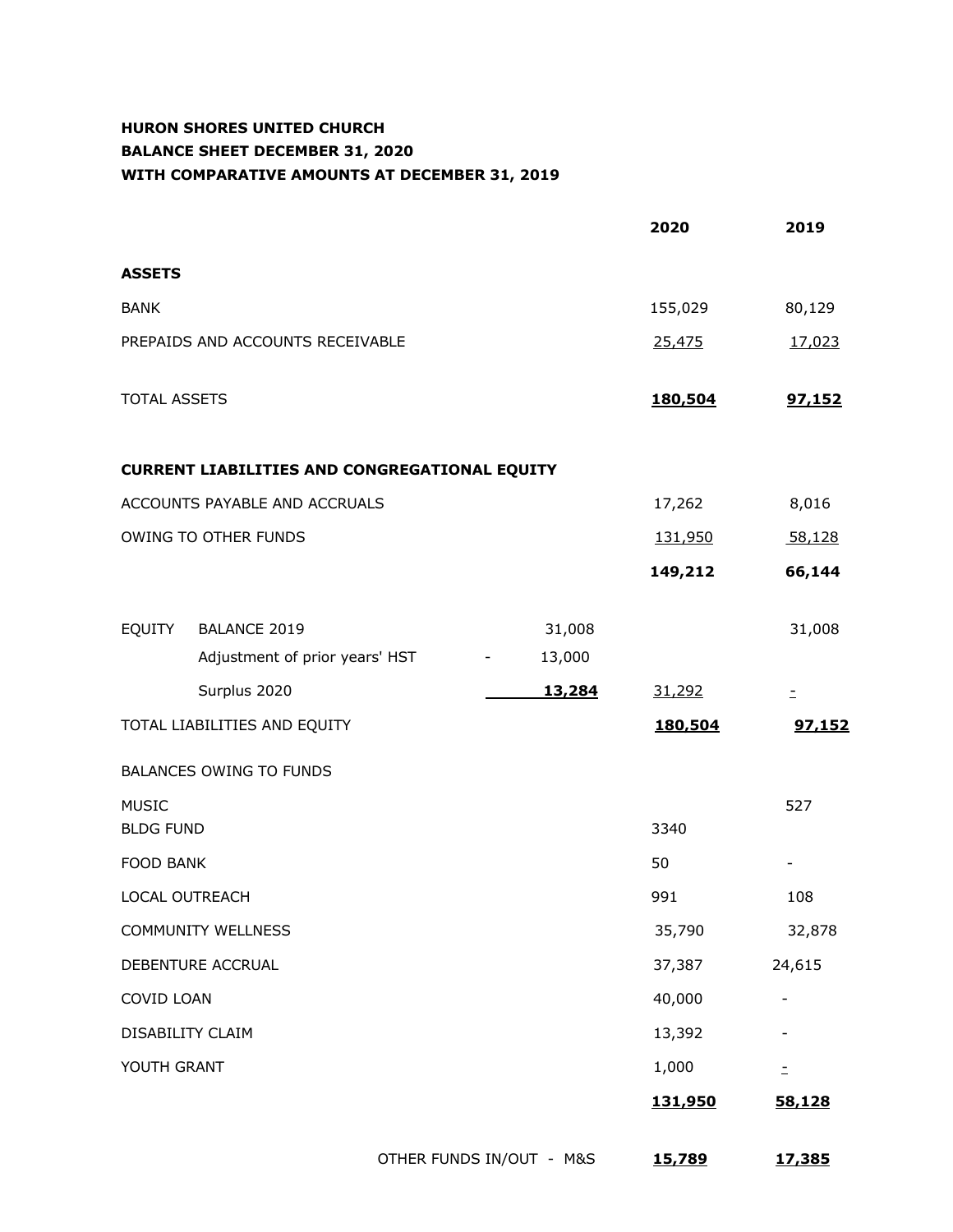**HURON SHORES UNITED CHURCH**
**BALANCE SHEET DECEMBER 31, 2020**
**WITH COMPARATIVE AMOUNTS AT DECEMBER 31, 2019**

| | | | 2020 | 2019 |
|---|---|---|---|---|
| **ASSETS** | | | | |
| BANK | | | 155,029 | 80,129 |
| PREPAIDS AND ACCOUNTS RECEIVABLE | | | 25,475 | 17,023 |
| TOTAL ASSETS | | | **180,504** | **97,152** |
| **CURRENT LIABILITIES AND CONGREGATIONAL EQUITY** | | | | |
| ACCOUNTS PAYABLE AND ACCRUALS | | | 17,262 | 8,016 |
| OWING TO OTHER FUNDS | | | 131,950 | 58,128 |
| | | | **149,212** | **66,144** |
| EQUITY | BALANCE 2019 | 31,008 | | 31,008 |
| | Adjustment of prior years' HST | - 13,000 | | |
| | Surplus 2020 | **13,284** | 31,292 | - |
| TOTAL LIABILITIES AND EQUITY | | | **180,504** | **97,152** |
| BALANCES OWING TO FUNDS | | | | |
| MUSIC | | | | 527 |
| BLDG FUND | | | 3340 | |
| FOOD BANK | | | 50 | - |
| LOCAL OUTREACH | | | 991 | 108 |
| COMMUNITY WELLNESS | | | 35,790 | 32,878 |
| DEBENTURE ACCRUAL | | | 37,387 | 24,615 |
| COVID LOAN | | | 40,000 | - |
| DISABILITY CLAIM | | | 13,392 | - |
| YOUTH GRANT | | | 1,000 | - |
| | | | **131,950** | **58,128** |
| | | OTHER FUNDS IN/OUT - M&S | **15,789** | **17,385** |